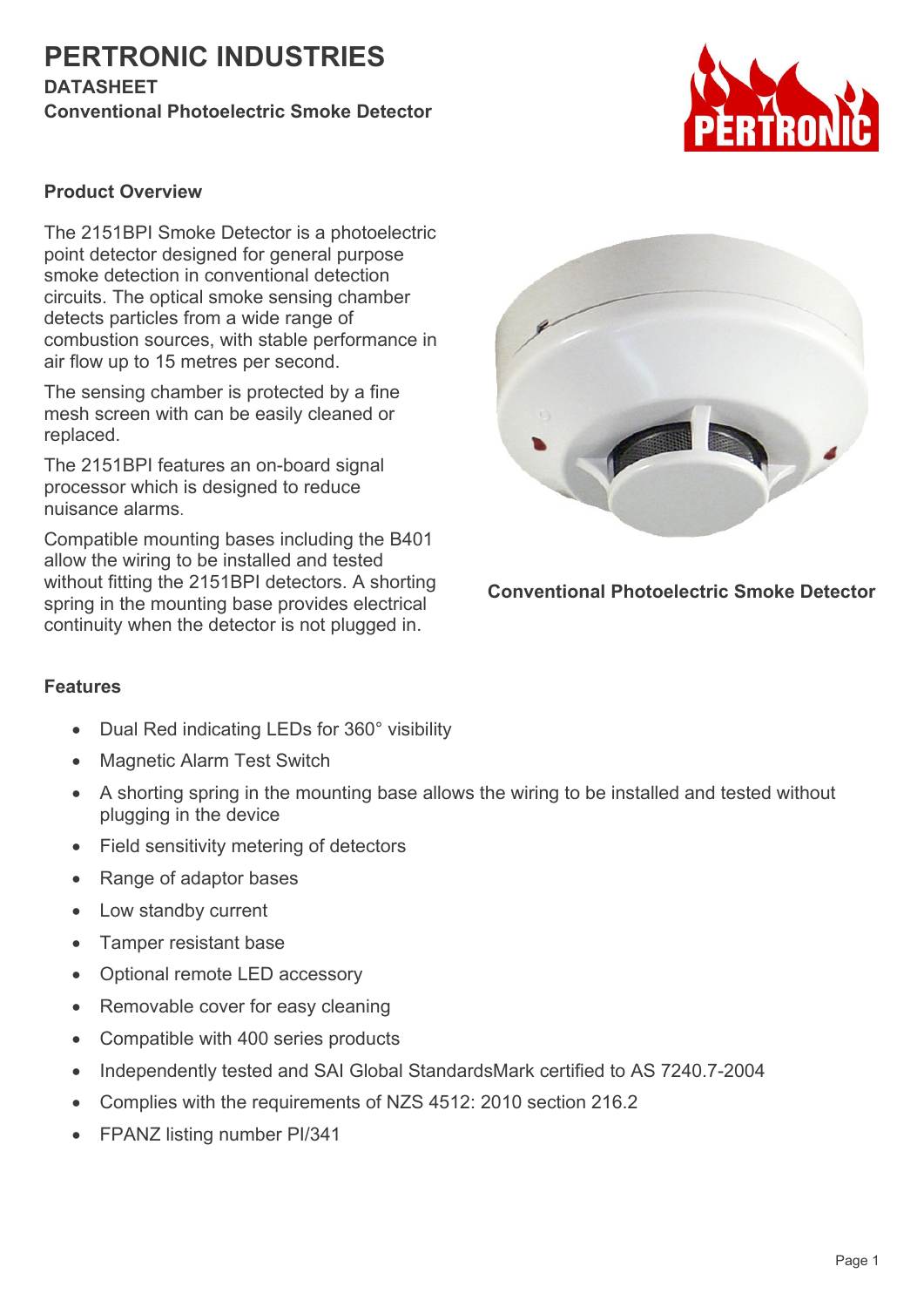# PERTRONIC INDUSTRIES

**DATASHEET**

**Conventional Photoelectric Smoke Detector**

## Product Overview

The 2151BPI Smoke Detector is a photoelectric point detector designed for general purpose smoke detection in conventional detection circuits. The optical smoke sensing chamber detects particles from a wide range of combustion sources, with stable performance in air flow up to 15 metres per second.

The sensing chamber is protected by a fine mesh screen with can be easily cleaned or replaced.

The 2151BPI features an on-board signal processor which is designed to reduce nuisance alarms.

Compatible mounting bases including the B401 allow the wiring to be installed and tested without fitting the 2151BPI detectors. A shorting spring in the mounting base provides electrical continuity when the detector is not plugged in.

**Conventional Photoelectric Smoke Detector**

## Features

- Dual Red indicating LEDs for 360° visibility
- Magnetic Alarm Test Switch
- A shorting spring in the mounting base allows the wiring to be installed and tested without plugging in the device
- Field sensitivity metering of detectors
- Range of adaptor bases
- Low standby current
- Tamper resistant base
- Optional remote LED accessory
- Removable cover for easy cleaning
- Compatible with 400 series products
- Independently tested and SAI Global StandardsMark certified to AS 7240.7-2004
- Complies with the requirements of NZS 4512: 2010 section 216.2
- FPANZ listing number PI/341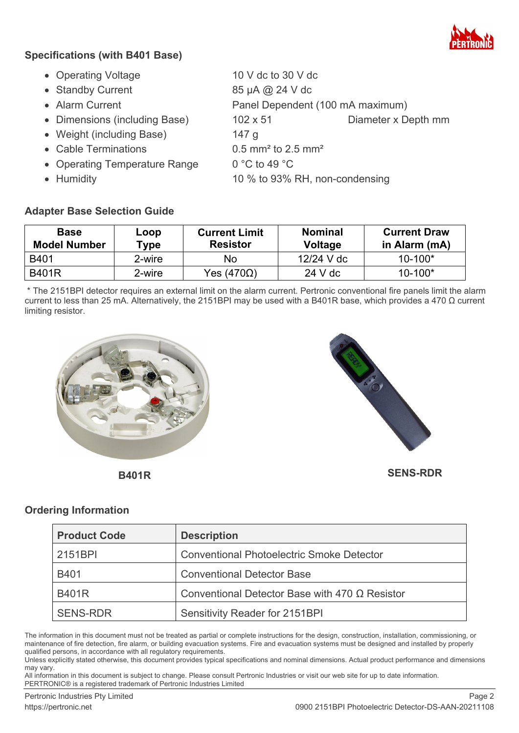## Specifications (with B401 Base)

- Operating Voltage — 10 V dc to 30 V dc
- Standby Current — 85 µA @ 24 V dc
- Alarm Current — Panel Dependent (100 mA maximum)
- Dimensions (including Base) — 102 x 51 Diameter x Depth mm
- Weight (including Base) — 147 g
- Cable Terminations — 0.5 mm² to 2.5 mm²
- Operating Temperature Range — 0 °C to 49 °C
- Humidity — 10 % to 93% RH, non-condensing

## Adapter Base Selection Guide

| Base Model Number | Loop Type | Current Limit Resistor | Nominal Voltage | Current Draw in Alarm (mA) |
|---|---|---|---|---|
| B401 | 2-wire | No | 12/24 V dc | 10-100* |
| B401R | 2-wire | Yes (470Ω) | 24 V dc | 10-100* |

\* The 2151BPI detector requires an external limit on the alarm current. Pertronic conventional fire panels limit the alarm current to less than 25 mA. Alternatively, the 2151BPI may be used with a B401R base, which provides a 470 Ω current limiting resistor.

B401R

SENS-RDR

## Ordering Information

| Product Code | Description |
|---|---|
| 2151BPI | Conventional Photoelectric Smoke Detector |
| B401 | Conventional Detector Base |
| B401R | Conventional Detector Base with 470 Ω Resistor |
| SENS-RDR | Sensitivity Reader for 2151BPI |

The information in this document must not be treated as partial or complete instructions for the design, construction, installation, commissioning, or maintenance of fire detection, fire alarm, or building evacuation systems. Fire and evacuation systems must be designed and installed by properly qualified persons, in accordance with all regulatory requirements.
Unless explicitly stated otherwise, this document provides typical specifications and nominal dimensions. Actual product performance and dimensions may vary.
All information in this document is subject to change. Please consult Pertronic Industries or visit our web site for up to date information.
PERTRONIC® is a registered trademark of Pertronic Industries Limited

Pertronic Industries Pty Limited
https://pertronic.net

0900 2151BPI Photoelectric Detector-DS-AAN-20211108